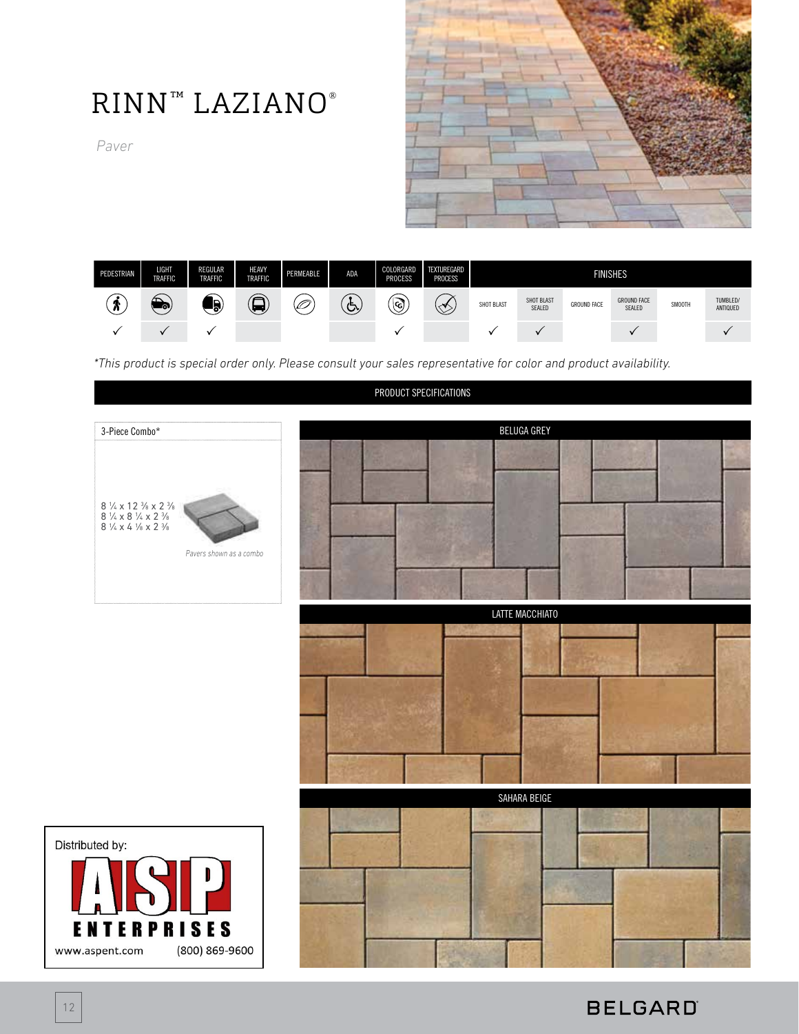# RINN™ LAZIANO®

*Paver*

| PEDESTRIAN | LIGHT TRAFFIC | REGULAR TRAFFIC | HEAVY TRAFFIC | PERMEABLE | ADA | COLORGARD PROCESS | TEXTUREGARD PROCESS | FINISHES | | | | | |
|---|---|---|---|---|---|---|---|---|---|---|---|---|---|
| | | | | | | | | SHOT BLAST | SHOT BLAST SEALED | GROUND FACE | GROUND FACE SEALED | SMOOTH | TUMBLED/ ANTIQUED |
| ✓ | ✓ | ✓ | | | | ✓ | | ✓ | ✓ | | ✓ | | ✓ |

*\*This product is special order only. Please consult your sales representative for color and product availability.*

## PRODUCT SPECIFICATIONS

**3-Piece Combo***

8 ¼ x 12 ⅜ x 2 ⅜
8 ¼ x 8 ¼ x 2 ⅜
8 ¼ x 4 ⅛ x 2 ⅜

*Pavers shown as a combo*

BELUGA GREY

LATTE MACCHIATO

SAHARA BEIGE

Distributed by:

ASP ENTERPRISES

www.aspent.com (800) 869-9600

BELGARD®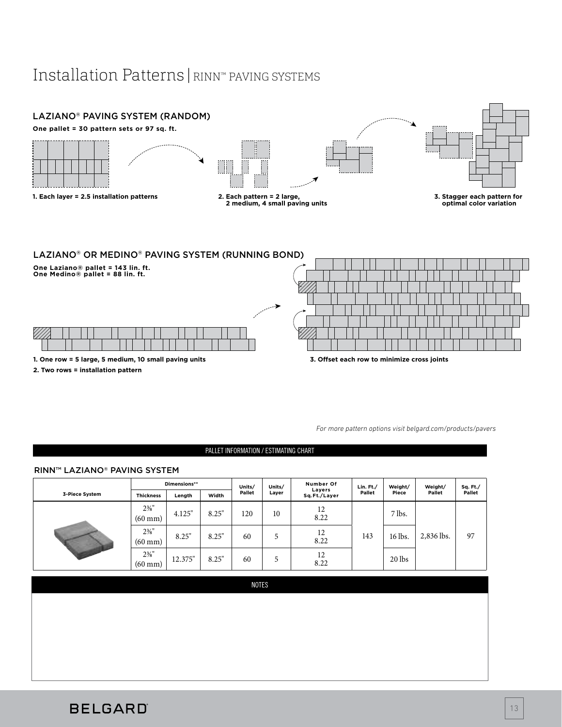# Installation Patterns | RINN™ PAVING SYSTEMS

## LAZIANO® PAVING SYSTEM (RANDOM)

**One pallet = 30 pattern sets or 97 sq. ft.**

**1. Each layer = 2.5 installation patterns**

**2. Each pattern = 2 large, 2 medium, 4 small paving units**

**3. Stagger each pattern for optimal color variation**

## LAZIANO® OR MEDINO® PAVING SYSTEM (RUNNING BOND)

**One Laziano® pallet = 143 lin. ft.**
**One Medino® pallet = 88 lin. ft.**

**1. One row = 5 large, 5 medium, 10 small paving units**

**2. Two rows = installation pattern**

**3. Offset each row to minimize cross joints**

*For more pattern options visit belgard.com/products/pavers*

PALLET INFORMATION / ESTIMATING CHART

### RINN™ LAZIANO® PAVING SYSTEM

| 3-Piece System | Dimensions** | | | Units/ Pallet | Units/ Layer | Number Of Layers Sq.Ft./Layer | Lin. Ft./ Pallet | Weight/ Piece | Weight/ Pallet | Sq. Ft./ Pallet |
|---|---|---|---|---|---|---|---|---|---|---|
| | Thickness | Length | Width | | | | | | | |
| | 2⅜" (60 mm) | 4.125" | 8.25" | 120 | 10 | 12<br>8.22 | 143 | 7 lbs. | 2,836 lbs. | 97 |
| | 2⅜" (60 mm) | 8.25" | 8.25" | 60 | 5 | 12<br>8.22 | | 16 lbs. | | |
| | 2⅜" (60 mm) | 12.375" | 8.25" | 60 | 5 | 12<br>8.22 | | 20 lbs | | |

NOTES